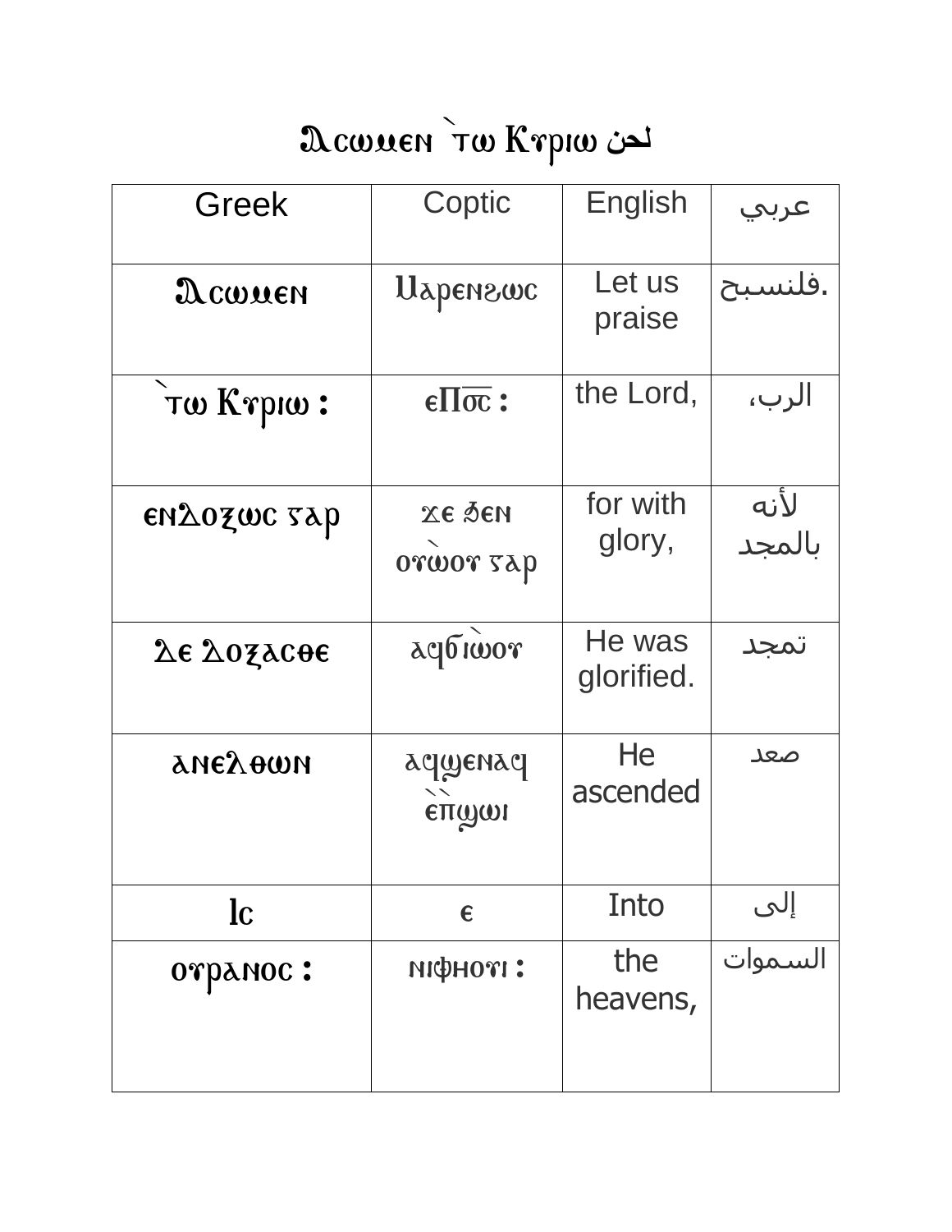# Ⲁⲥⲱⲙⲉⲛ `ⲧⲱ Ⲕⲩⲣⲓⲱ لحن

| Greek | Coptic | English | عربي |
|---|---|---|---|
| Ⲁⲥⲱⲙⲉⲛ | Ⲙⲁⲣⲉⲛϩⲱⲥ | Let us praise | فلنسبح. |
| `ⲧⲱ Ⲕⲩⲣⲓⲱ : | ⲉⲠ̅ⲟ̅ⲥ̅ : | the Lord, | الرب، |
| ⲉⲛⲆⲟⲝⲱⲥ ⲅⲁⲣ | ϫⲉ ϧⲉⲛ ⲟⲩⲱ̀ⲟⲩ ⲅⲁⲣ | for with glory, | لأنه بالمجد |
| Ⲇⲉ Ⲇⲟⲝⲁⲥⲑⲉ | ⲁϥϭⲓⲱ̀ⲟⲩ | He was glorified. | تمجد |
| ⲁⲛⲉⲗⲑⲱⲛ | ⲁϥϣⲉⲛⲁϥ ⲉ̀ⲡ̀ϣⲱⲓ | He ascended | صعد |
| Ⲓⲥ | ⲉ | Into | إلى |
| ⲟⲩⲣⲁⲛⲟⲥ : | ⲛⲓⲫⲏⲟⲩⲓ : | the heavens, | السموات |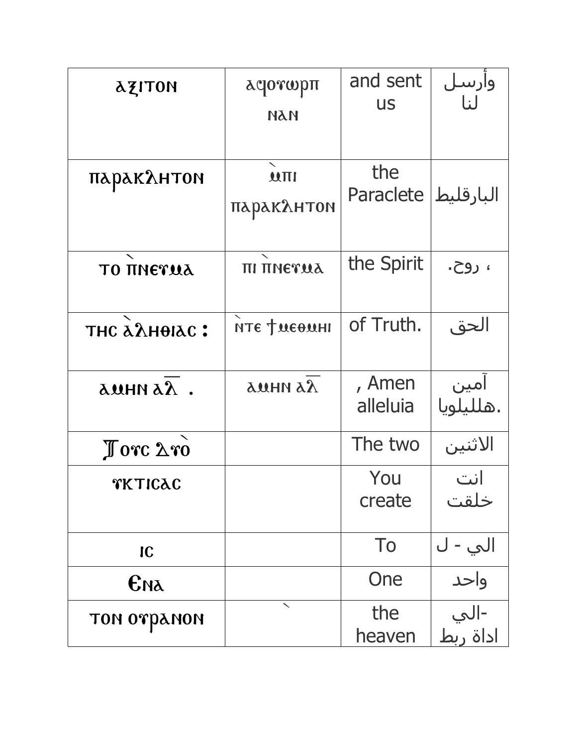| ⲁⲝⲓⲧⲟⲛ | ⲁϥⲟⲩⲱⲣⲡ ⲛⲁⲛ | and sent us | وأرسل لنا |
|---|---|---|---|
| ⲡⲁⲣⲁⲕⲗⲏⲧⲟⲛ | ⲙ̀ⲡⲓ ⲡⲁⲣⲁⲕⲗⲏⲧⲟⲛ | the Paraclete | البارقليط |
| ⲧⲟ ⲡ̀ⲛⲉⲩⲙⲁ | ⲡⲓ ⲡ̀ⲛⲉⲩⲙⲁ | the Spirit | ، روح. |
| ⲧⲏⲥ ⲁ̀ⲗⲏⲑⲓⲁⲥ : | ⲛ̀ⲧⲉ ϯⲙⲉⲑⲙⲏⲓ | of Truth. | الحق |
| ⲁⲙⲏⲛ ⲁⲗ̅ . | ⲁⲙⲏⲛ ⲁⲗ̅ | , Amen alleluia | آمين هلليلويا. |
| Ⲯⲟⲩⲥ Ⲇⲩⲟ̀ | | The two | الاثنين |
| ⲩⲕⲧⲓⲥⲁⲥ | | You create | انت خلقت |
| ⲓⲥ | | To | الي - ل |
| Ⲉⲛⲁ | | One | واحد |
| ⲧⲟⲛ ⲟⲩⲣⲁⲛⲟⲛ | ` | the heaven | -الي اداة ربط |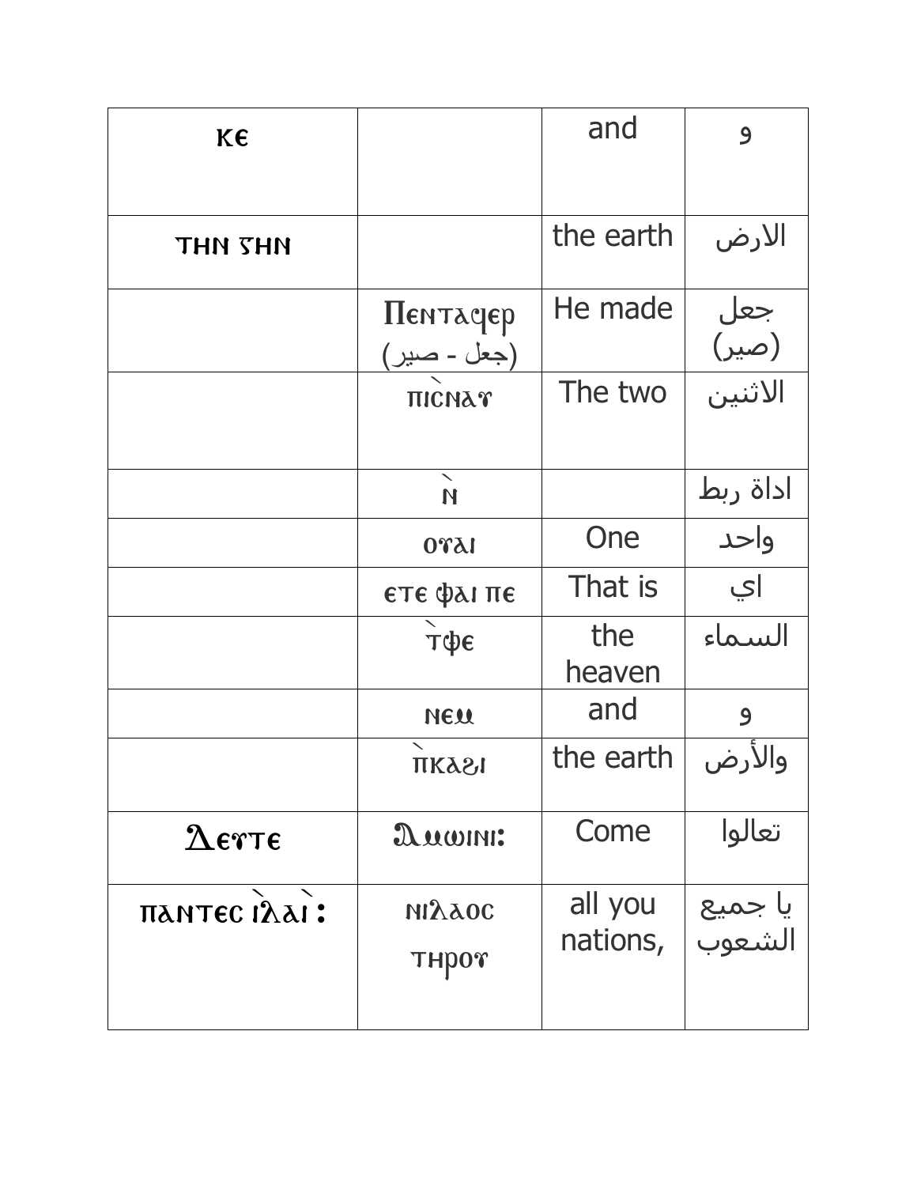| | | | |
|---|---|---|---|
| ⲕⲉ | | and | و |
| ⲧⲏⲛ ⲅⲏⲛ | | the earth | الارض |
| | Ⲡⲉⲛⲧⲁϥⲉⲣ (جعل - صير) | He made | جعل (صير) |
| | ⲡⲓⲥ̀ⲛⲁⲩ | The two | الاثنين |
| | ⲛ̀ | | اداة ربط |
| | ⲟⲩⲁⲓ | One | واحد |
| | ⲉⲧⲉ ⲫⲁⲓ ⲡⲉ | That is | اي |
| | ⲧ̀ⲫⲉ | the heaven | السماء |
| | ⲛⲉⲙ | and | و |
| | ⲡ̀ⲕⲁϩⲓ | the earth | والأرض |
| Ⲇⲉⲩⲧⲉ | Ⲁⲙⲱⲓⲛⲓ: | Come | تعالوا |
| ⲡⲁⲛⲧⲉⲥ ⲓ̀ⲗⲁⲓ̀ : | ⲛⲓⲗⲁⲟⲥ ⲧⲏⲣⲟⲩ | all you nations, | يا جميع الشعوب |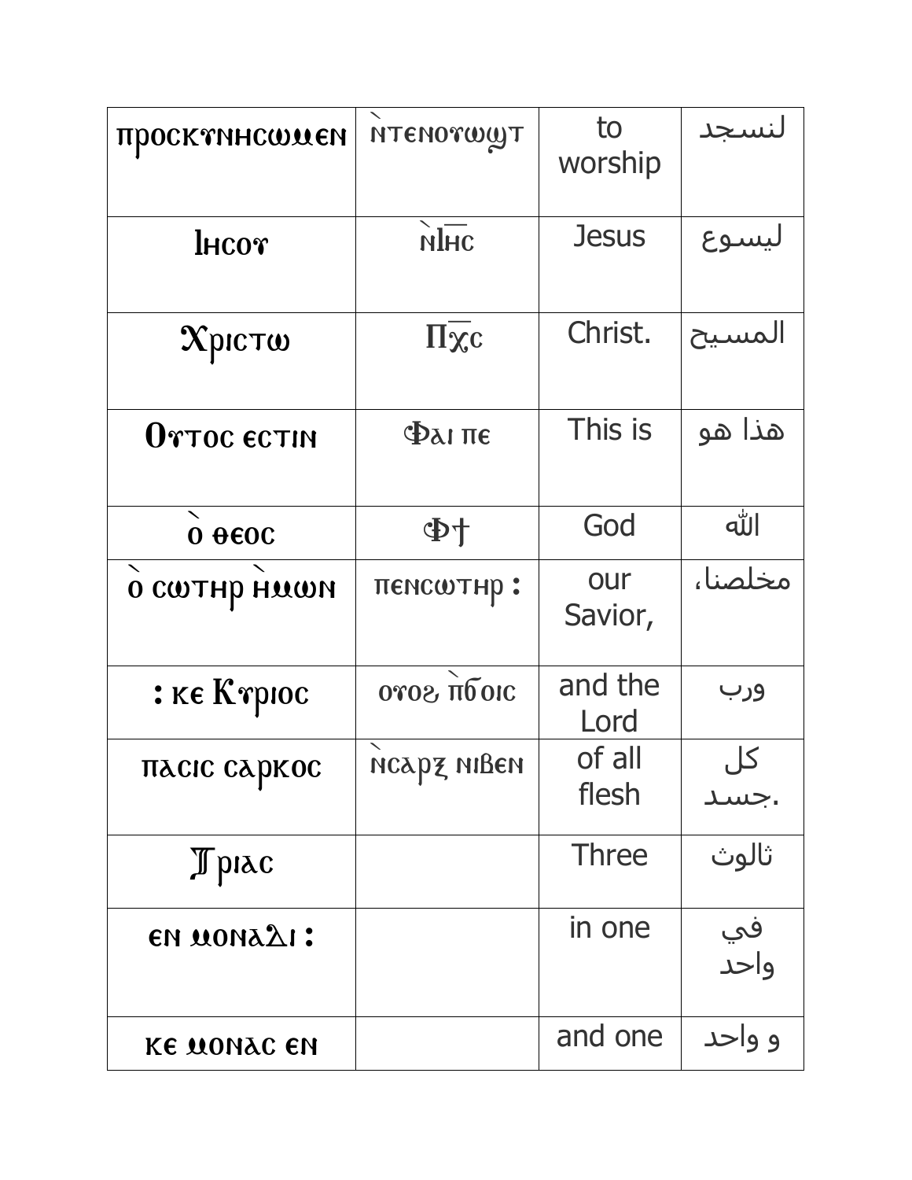| προσκυνησωμεν | ⲛ̀ⲧⲉⲛⲟⲩⲱϣⲧ | to worship | لنسجد |
|---|---|---|---|
| Ιησου | ⲛ̀Ⲓⲏⲥ | Jesus | ليسوع |
| Χριστω | Ⲡⲭ̅ⲥ | Christ. | المسيح |
| Ουτος εστιν | Ⲫⲁⲓ ⲡⲉ | This is | هذا هو |
| ὀ θεος | Ⲫϯ | God | الله |
| ὀ σωτηρ ἡμων | ⲡⲉⲛⲥⲱⲧⲏⲣ : | our Savior, | مخلصنا، |
| : κε Κυριος | ⲟⲩⲟϩ ⲡ̀ϭⲟⲓⲥ | and the Lord | ورب |
| πασις σαρκος | ⲛ̀ⲥⲁⲣⲝ ⲛⲓⲃⲉⲛ | of all flesh | كل جسد. |
| Τριας | | Three | ثالوث |
| εν μοναδι : | | in one | في واحد |
| κε μονας εν | | and one | و واحد |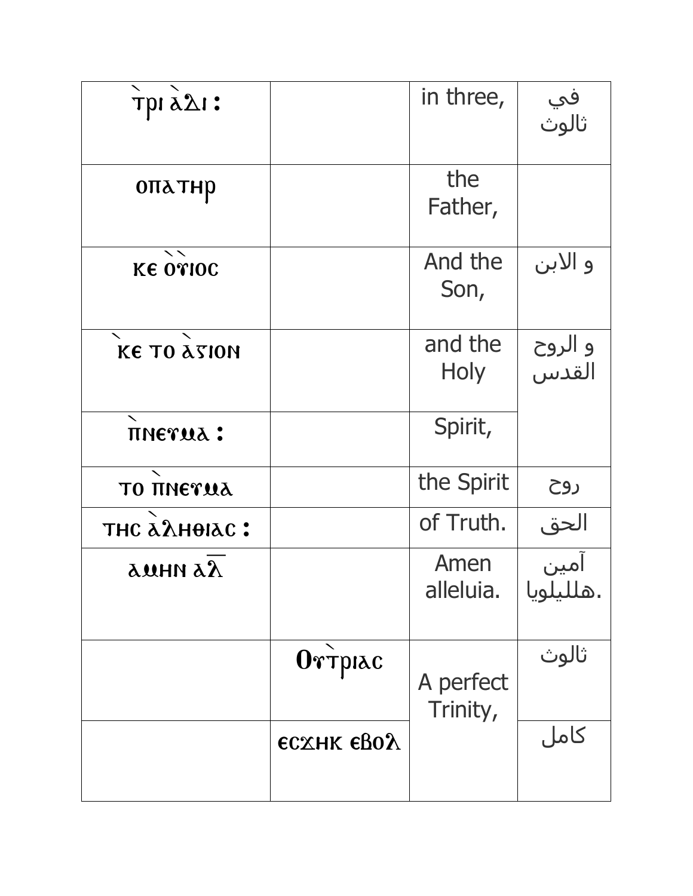| | | | |
|---|---|---|---|
| `ⲧⲣⲓ ⲁ̀ⲇⲓ : | | in three, | في ثالوث |
| ⲟⲡⲁⲧⲏⲣ | | the Father, | |
| ⲕⲉ ⲟ̀ⲩ̀ⲓⲟⲥ | | And the Son, | و الابن |
| ̀ⲕⲉ ⲧⲟ ⲁ̀ⲅⲓⲟⲛ | | and the Holy | و الروح القدس |
| ̀ⲡⲛⲉⲩⲙⲁ : | | Spirit, | |
| ⲧⲟ ̀ⲡⲛⲉⲩⲙⲁ | | the Spirit | روح |
| ⲧⲏⲥ ⲁ̀ⲗⲏⲑⲓⲁⲥ : | | of Truth. | الحق |
| ⲁⲙⲏⲛ ⲁⲗ̅ | | Amen alleluia. | آمين هلليلويا. |
| | Ⲟⲩ̀ⲧⲣⲓⲁⲥ | A perfect Trinity, | ثالوث |
| | ⲉⲥϫⲏⲕ ⲉⲃⲟⲗ | | كامل |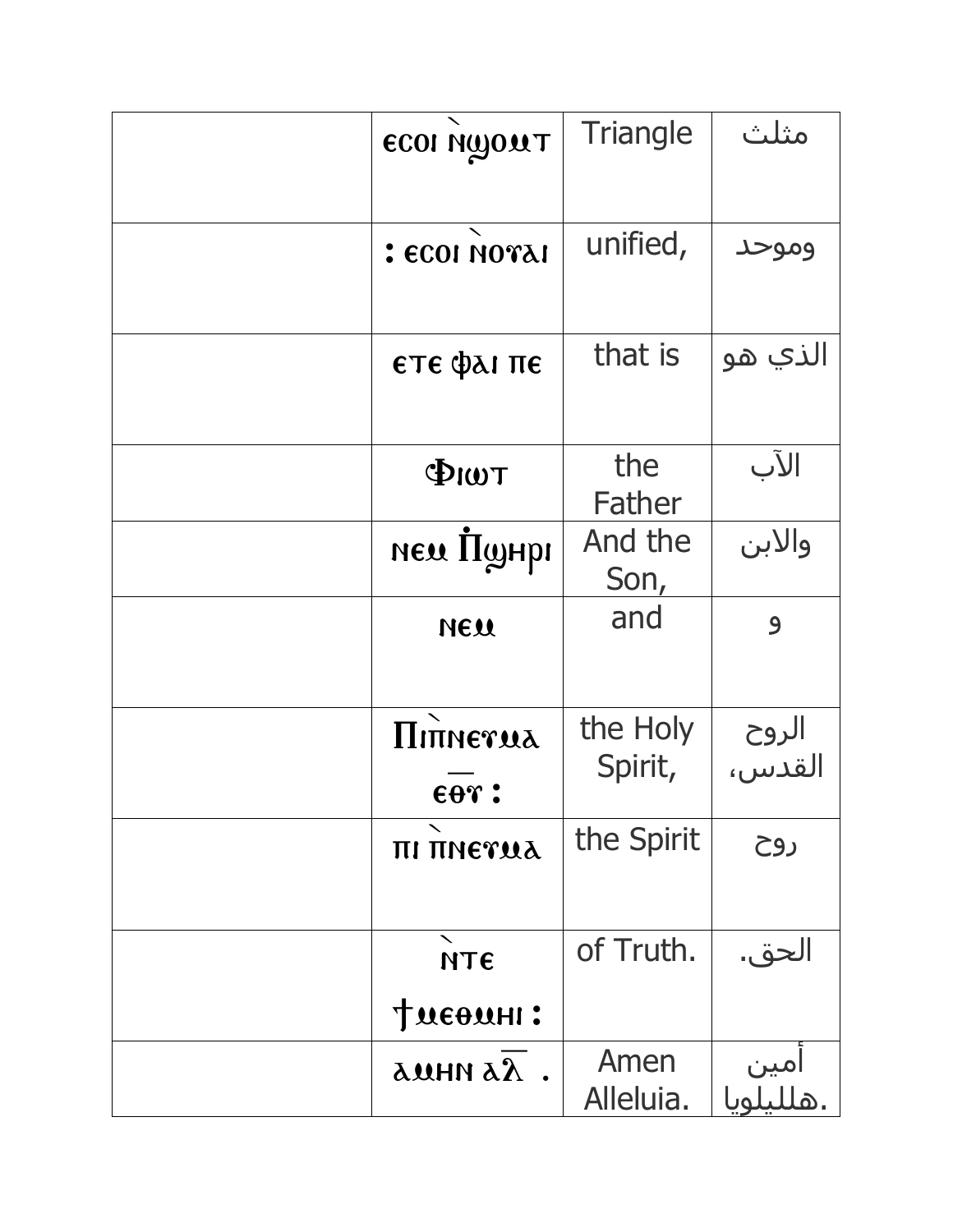| | | | |
|---|---|---|---|
| | ⲉⲥⲟⲓ ⲛ̀ϣⲟⲙⲧ | Triangle | مثلث |
| | : ⲉⲥⲟⲓ ⲛ̀ⲟⲩⲁⲓ | unified, | وموحد |
| | ⲉⲧⲉ ⲫⲁⲓ ⲡⲉ | that is | الذي هو |
| | Ⲫⲓⲱⲧ | the Father | الآب |
| | ⲛⲉⲙ Ⲡ̇ϣⲏⲣⲓ | And the Son, | والابن |
| | ⲛⲉⲙ | and | و |
| | Ⲡⲓⲡ̀ⲛⲉⲩⲙⲁ ⲉ̅ⲑ̅ⲩ̅ : | the Holy Spirit, | الروح القدس، |
| | ⲡⲓ ⲡ̀ⲛⲉⲩⲙⲁ | the Spirit | روح |
| | ⲛ̀ⲧⲉ ϯⲙⲉⲑⲙⲏⲓ : | of Truth. | الحق. |
| | ⲁⲙⲏⲛ ⲁ̅ⲗ̅ . | Amen Alleluia. | أمين هلليلويا. |